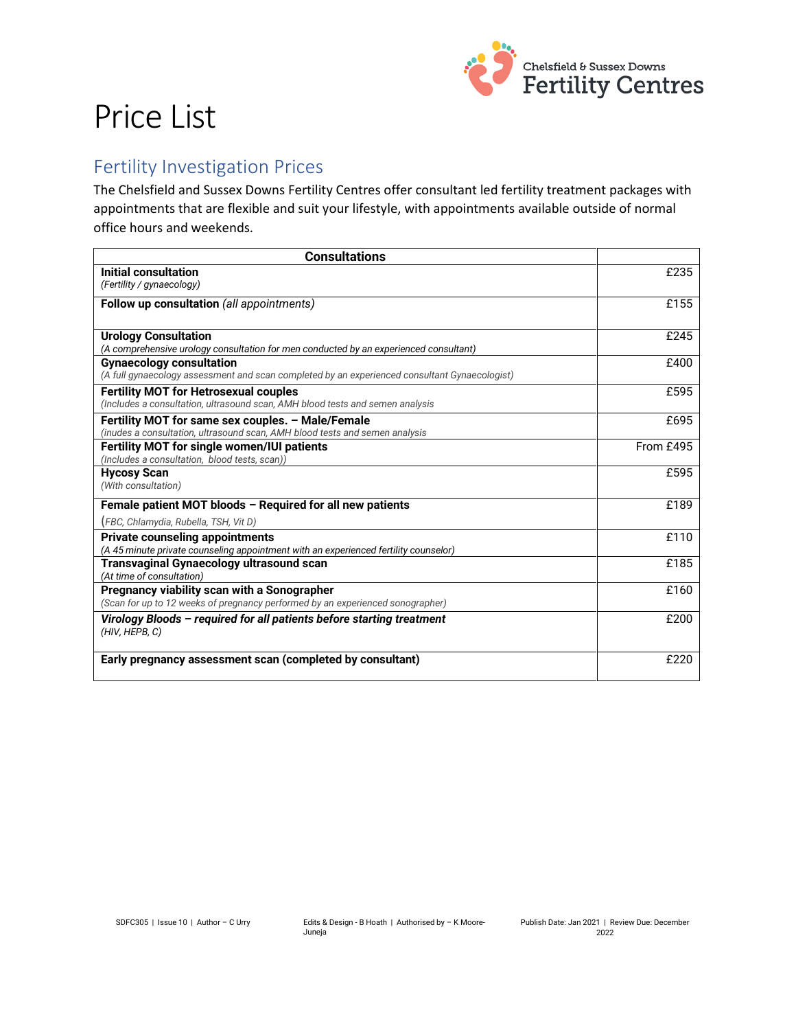Chelsfield & Sussex Downs Fertility Centres

# Price List

## Fertility Investigation Prices

The Chelsfield and Sussex Downs Fertility Centres offer consultant led fertility treatment packages with appointments that are flexible and suit your lifestyle, with appointments available outside of normal office hours and weekends.

| Consultations | |
|---|---|
| **Initial consultation**<br>*(Fertility / gynaecology)* | £235 |
| **Follow up consultation** *(all appointments)* | £155 |
| **Urology Consultation**<br>*(A comprehensive urology consultation for men conducted by an experienced consultant)* | £245 |
| **Gynaecology consultation**<br>*(A full gynaecology assessment and scan completed by an experienced consultant Gynaecologist)* | £400 |
| **Fertility MOT for Hetrosexual couples**<br>*(Includes a consultation, ultrasound scan, AMH blood tests and semen analysis* | £595 |
| **Fertility MOT for same sex couples. – Male/Female**<br>*(inudes a consultation, ultrasound scan, AMH blood tests and semen analysis* | £695 |
| **Fertility MOT for single women/IUI patients**<br>*(Includes a consultation, blood tests, scan))* | From £495 |
| **Hycosy Scan**<br>*(With consultation)* | £595 |
| **Female patient MOT bloods – Required for all new patients**<br>(*FBC, Chlamydia, Rubella, TSH, Vit D)* | £189 |
| **Private counseling appointments**<br>*(A 45 minute private counseling appointment with an experienced fertility counselor)* | £110 |
| **Transvaginal Gynaecology ultrasound scan**<br>*(At time of consultation)* | £185 |
| **Pregnancy viability scan with a Sonographer**<br>*(Scan for up to 12 weeks of pregnancy performed by an experienced sonographer)* | £160 |
| ***Virology Bloods – required for all patients before starting treatment***<br>*(HIV, HEPB, C)* | £200 |
| **Early pregnancy assessment scan (completed by consultant)** | £220 |

SDFC305 | Issue 10 | Author – C Urry    Edits & Design - B Hoath | Authorised by – K Moore-Juneja    Publish Date: Jan 2021 | Review Due: December 2022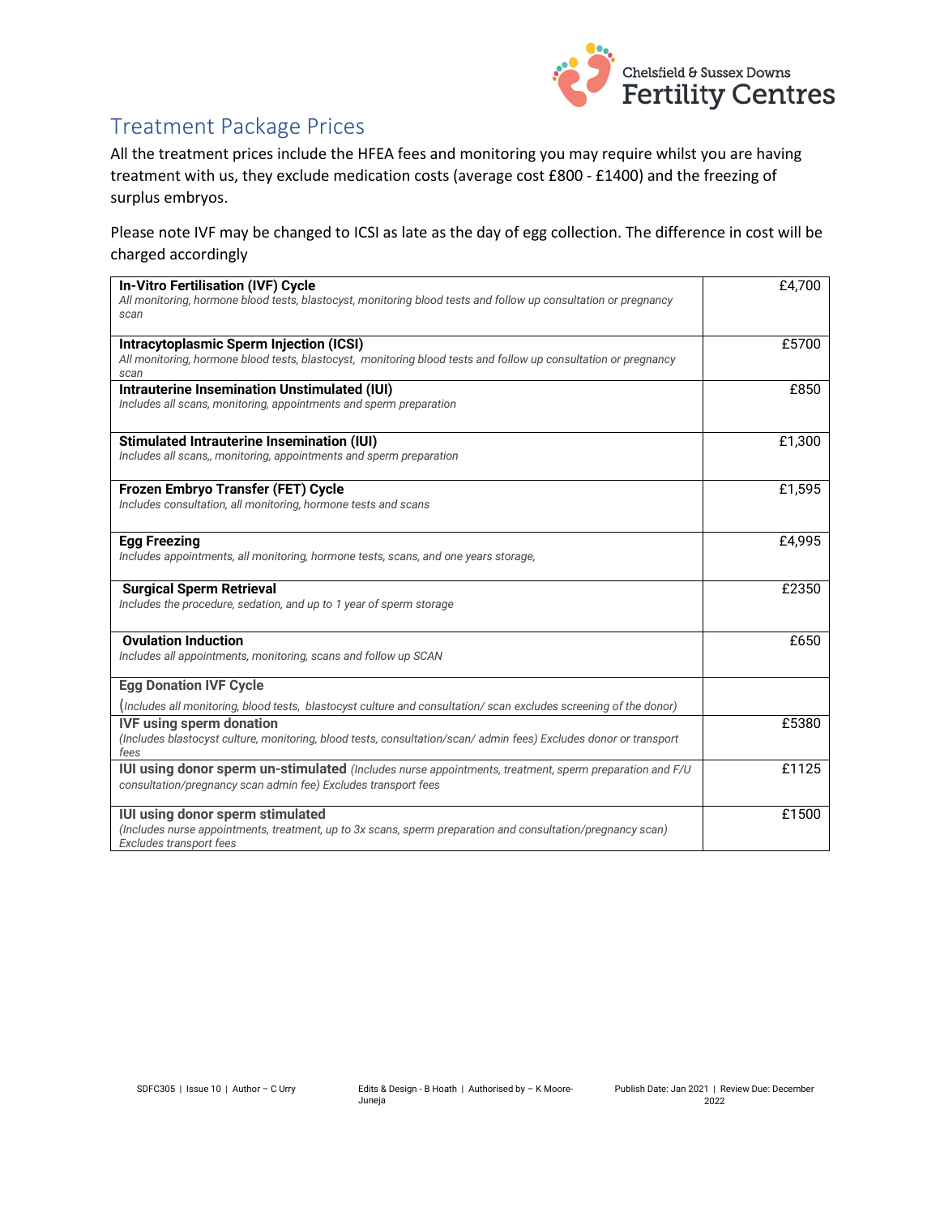## Treatment Package Prices

All the treatment prices include the HFEA fees and monitoring you may require whilst you are having treatment with us, they exclude medication costs (average cost £800 - £1400) and the freezing of surplus embryos.

Please note IVF may be changed to ICSI as late as the day of egg collection. The difference in cost will be charged accordingly

| Treatment | Price |
|---|---|
| **In-Vitro Fertilisation (IVF) Cycle**<br>*All monitoring, hormone blood tests, blastocyst, monitoring blood tests and follow up consultation or pregnancy scan* | £4,700 |
| **Intracytoplasmic Sperm Injection (ICSI)**<br>*All monitoring, hormone blood tests, blastocyst, monitoring blood tests and follow up consultation or pregnancy scan* | £5700 |
| **Intrauterine Insemination Unstimulated (IUI)**<br>*Includes all scans, monitoring, appointments and sperm preparation* | £850 |
| **Stimulated Intrauterine Insemination (IUI)**<br>*Includes all scans,, monitoring, appointments and sperm preparation* | £1,300 |
| **Frozen Embryo Transfer (FET) Cycle**<br>*Includes consultation, all monitoring, hormone tests and scans* | £1,595 |
| **Egg Freezing**<br>*Includes appointments, all monitoring, hormone tests, scans, and one years storage,* | £4,995 |
| **Surgical Sperm Retrieval**<br>*Includes the procedure, sedation, and up to 1 year of sperm storage* | £2350 |
| **Ovulation Induction**<br>*Includes all appointments, monitoring, scans and follow up SCAN* | £650 |
| **Egg Donation IVF Cycle**<br>(*Includes all monitoring, blood tests, blastocyst culture and consultation/ scan excludes screening of the donor)* | |
| **IVF using sperm donation**<br>*(Includes blastocyst culture, monitoring, blood tests, consultation/scan/ admin fees) Excludes donor or transport fees* | £5380 |
| **IUI using donor sperm un-stimulated** *(Includes nurse appointments, treatment, sperm preparation and F/U consultation/pregnancy scan admin fee) Excludes transport fees* | £1125 |
| **IUI using donor sperm stimulated**<br>*(Includes nurse appointments, treatment, up to 3x scans, sperm preparation and consultation/pregnancy scan) Excludes transport fees* | £1500 |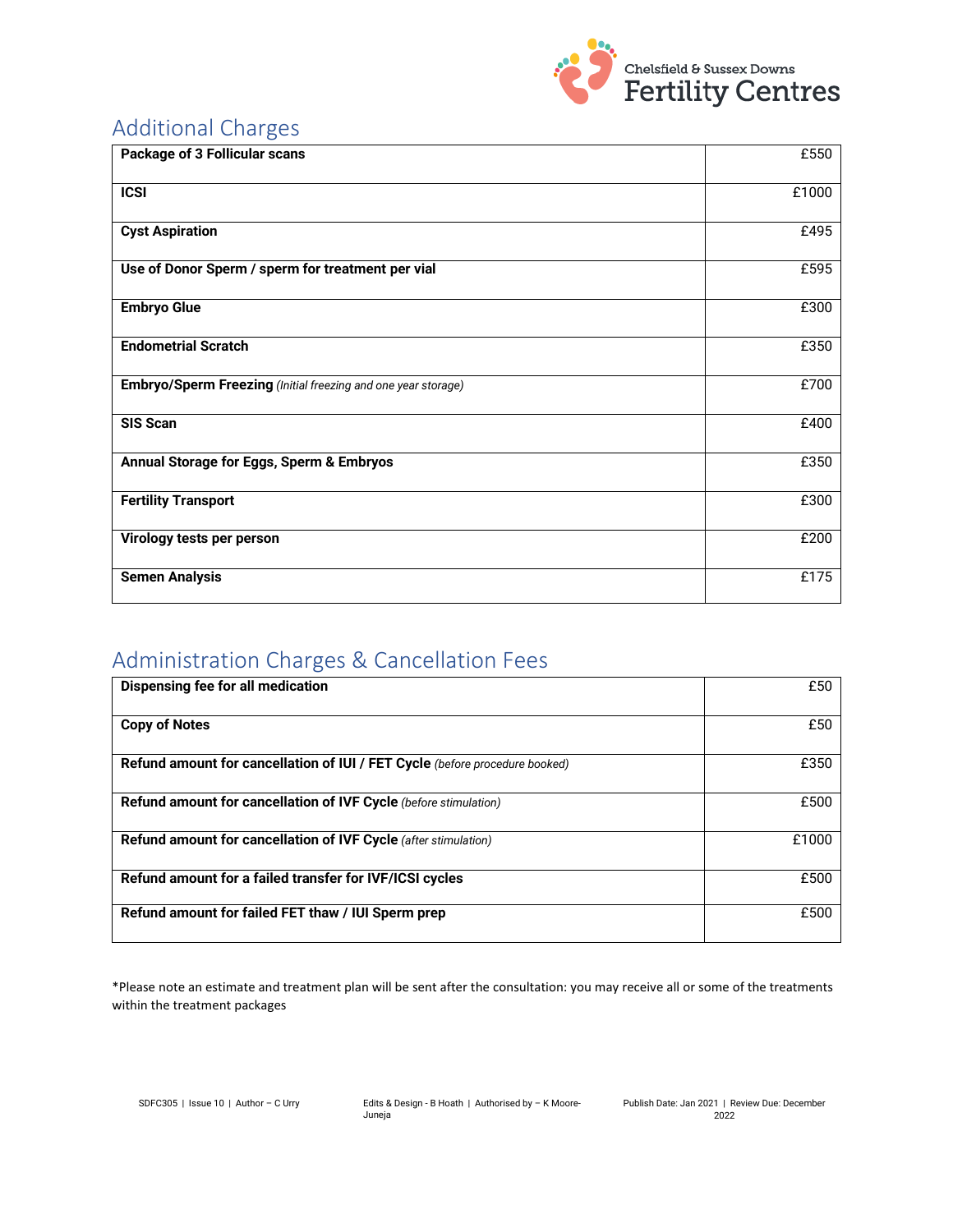## Additional Charges

| | |
|---|---|
| **Package of 3 Follicular scans** | £550 |
| **ICSI** | £1000 |
| **Cyst Aspiration** | £495 |
| **Use of Donor Sperm / sperm for treatment per vial** | £595 |
| **Embryo Glue** | £300 |
| **Endometrial Scratch** | £350 |
| **Embryo/Sperm Freezing** *(Initial freezing and one year storage)* | £700 |
| **SIS Scan** | £400 |
| **Annual Storage for Eggs, Sperm & Embryos** | £350 |
| **Fertility Transport** | £300 |
| **Virology tests per person** | £200 |
| **Semen Analysis** | £175 |

## Administration Charges & Cancellation Fees

| | |
|---|---|
| **Dispensing fee for all medication** | £50 |
| **Copy of Notes** | £50 |
| **Refund amount for cancellation of IUI / FET Cycle** *(before procedure booked)* | £350 |
| **Refund amount for cancellation of IVF Cycle** *(before stimulation)* | £500 |
| **Refund amount for cancellation of IVF Cycle** *(after stimulation)* | £1000 |
| **Refund amount for a failed transfer for IVF/ICSI cycles** | £500 |
| **Refund amount for failed FET thaw / IUI Sperm prep** | £500 |

*Please note an estimate and treatment plan will be sent after the consultation: you may receive all or some of the treatments within the treatment packages